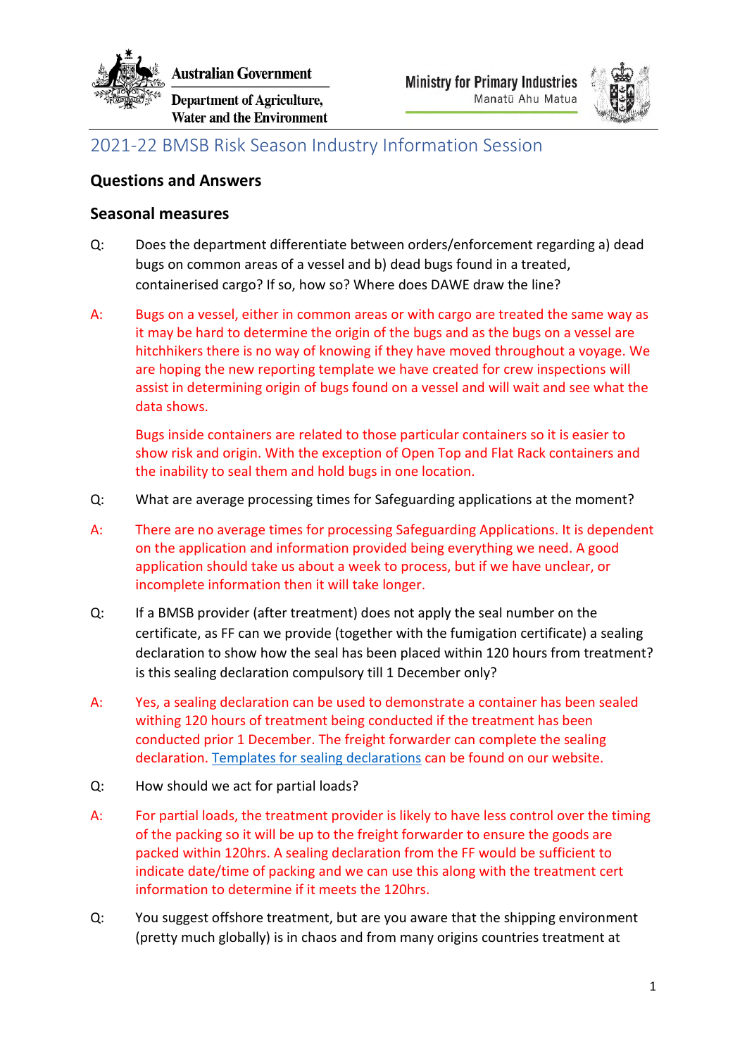Australian Government

Department of Agriculture, Water and the Environment

Ministry for Primary Industries
Manatū Ahu Matua

# 2021-22 BMSB Risk Season Industry Information Session

## Questions and Answers

### Seasonal measures

Q: Does the department differentiate between orders/enforcement regarding a) dead bugs on common areas of a vessel and b) dead bugs found in a treated, containerised cargo? If so, how so? Where does DAWE draw the line?

A: Bugs on a vessel, either in common areas or with cargo are treated the same way as it may be hard to determine the origin of the bugs and as the bugs on a vessel are hitchhikers there is no way of knowing if they have moved throughout a voyage. We are hoping the new reporting template we have created for crew inspections will assist in determining origin of bugs found on a vessel and will wait and see what the data shows.

Bugs inside containers are related to those particular containers so it is easier to show risk and origin. With the exception of Open Top and Flat Rack containers and the inability to seal them and hold bugs in one location.

Q: What are average processing times for Safeguarding applications at the moment?

A: There are no average times for processing Safeguarding Applications. It is dependent on the application and information provided being everything we need. A good application should take us about a week to process, but if we have unclear, or incomplete information then it will take longer.

Q: If a BMSB provider (after treatment) does not apply the seal number on the certificate, as FF can we provide (together with the fumigation certificate) a sealing declaration to show how the seal has been placed within 120 hours from treatment? is this sealing declaration compulsory till 1 December only?

A: Yes, a sealing declaration can be used to demonstrate a container has been sealed withing 120 hours of treatment being conducted if the treatment has been conducted prior 1 December. The freight forwarder can complete the sealing declaration. Templates for sealing declarations can be found on our website.

Q: How should we act for partial loads?

A: For partial loads, the treatment provider is likely to have less control over the timing of the packing so it will be up to the freight forwarder to ensure the goods are packed within 120hrs. A sealing declaration from the FF would be sufficient to indicate date/time of packing and we can use this along with the treatment cert information to determine if it meets the 120hrs.

Q: You suggest offshore treatment, but are you aware that the shipping environment (pretty much globally) is in chaos and from many origins countries treatment at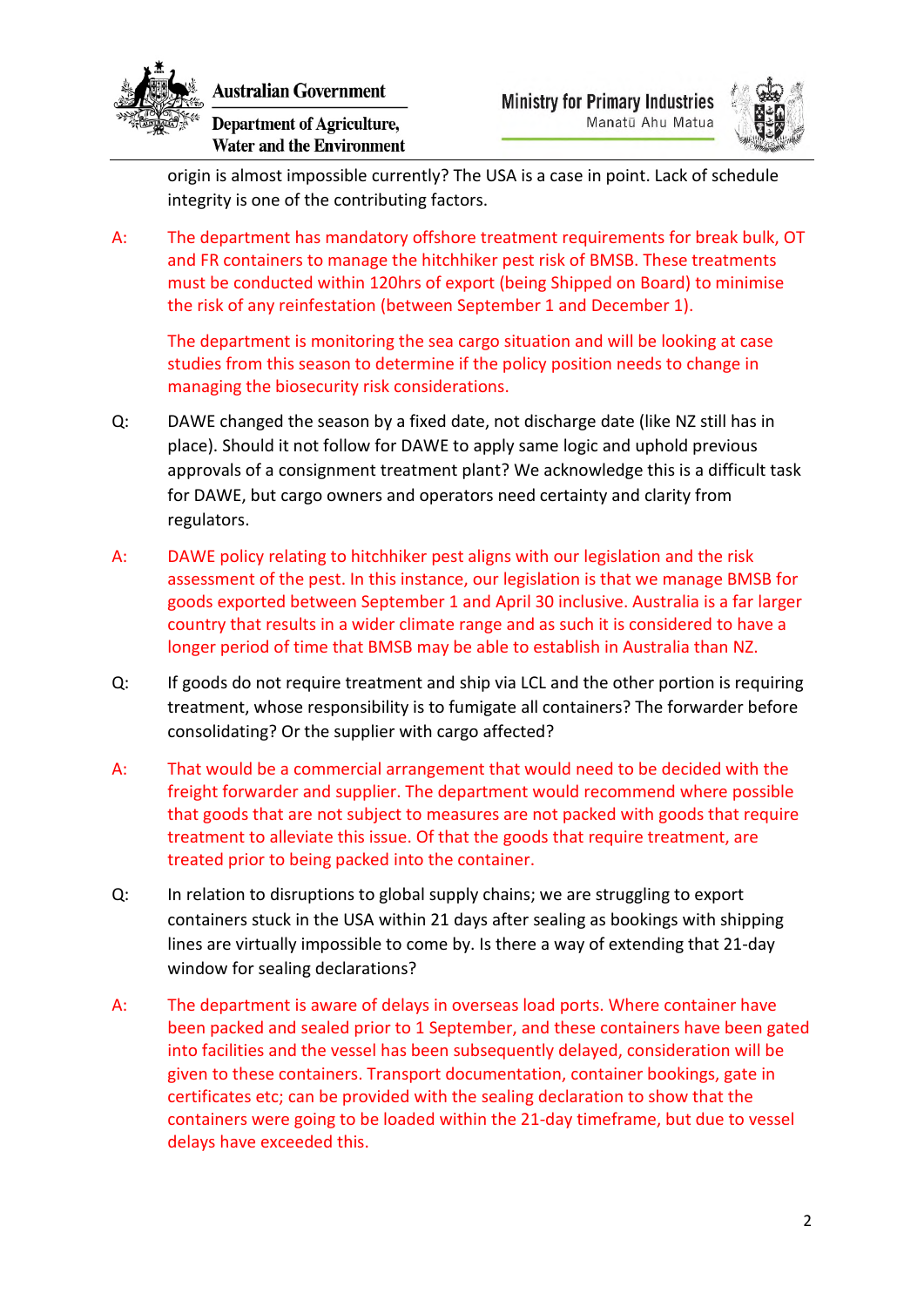origin is almost impossible currently? The USA is a case in point. Lack of schedule integrity is one of the contributing factors.

A: The department has mandatory offshore treatment requirements for break bulk, OT and FR containers to manage the hitchhiker pest risk of BMSB. These treatments must be conducted within 120hrs of export (being Shipped on Board) to minimise the risk of any reinfestation (between September 1 and December 1).

The department is monitoring the sea cargo situation and will be looking at case studies from this season to determine if the policy position needs to change in managing the biosecurity risk considerations.

Q: DAWE changed the season by a fixed date, not discharge date (like NZ still has in place). Should it not follow for DAWE to apply same logic and uphold previous approvals of a consignment treatment plant? We acknowledge this is a difficult task for DAWE, but cargo owners and operators need certainty and clarity from regulators.

A: DAWE policy relating to hitchhiker pest aligns with our legislation and the risk assessment of the pest. In this instance, our legislation is that we manage BMSB for goods exported between September 1 and April 30 inclusive. Australia is a far larger country that results in a wider climate range and as such it is considered to have a longer period of time that BMSB may be able to establish in Australia than NZ.

Q: If goods do not require treatment and ship via LCL and the other portion is requiring treatment, whose responsibility is to fumigate all containers? The forwarder before consolidating? Or the supplier with cargo affected?

A: That would be a commercial arrangement that would need to be decided with the freight forwarder and supplier. The department would recommend where possible that goods that are not subject to measures are not packed with goods that require treatment to alleviate this issue. Of that the goods that require treatment, are treated prior to being packed into the container.

Q: In relation to disruptions to global supply chains; we are struggling to export containers stuck in the USA within 21 days after sealing as bookings with shipping lines are virtually impossible to come by. Is there a way of extending that 21-day window for sealing declarations?

A: The department is aware of delays in overseas load ports. Where container have been packed and sealed prior to 1 September, and these containers have been gated into facilities and the vessel has been subsequently delayed, consideration will be given to these containers. Transport documentation, container bookings, gate in certificates etc; can be provided with the sealing declaration to show that the containers were going to be loaded within the 21-day timeframe, but due to vessel delays have exceeded this.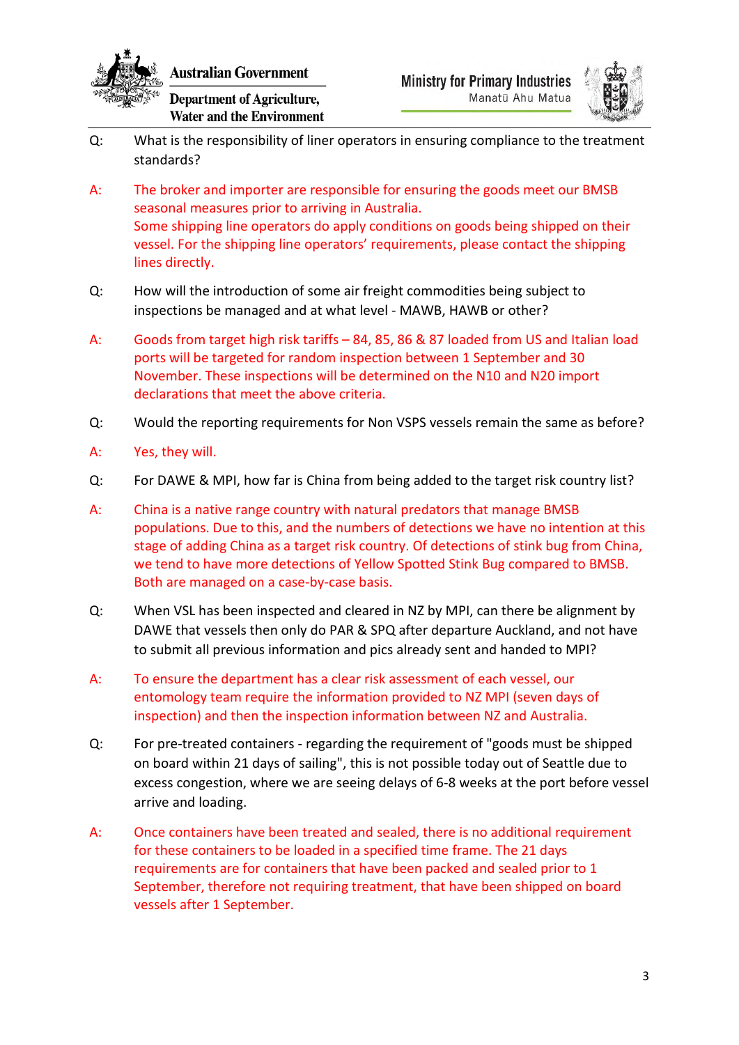Q: What is the responsibility of liner operators in ensuring compliance to the treatment standards?

A: The broker and importer are responsible for ensuring the goods meet our BMSB seasonal measures prior to arriving in Australia.
Some shipping line operators do apply conditions on goods being shipped on their vessel. For the shipping line operators' requirements, please contact the shipping lines directly.

Q: How will the introduction of some air freight commodities being subject to inspections be managed and at what level - MAWB, HAWB or other?

A: Goods from target high risk tariffs – 84, 85, 86 & 87 loaded from US and Italian load ports will be targeted for random inspection between 1 September and 30 November. These inspections will be determined on the N10 and N20 import declarations that meet the above criteria.

Q: Would the reporting requirements for Non VSPS vessels remain the same as before?

A: Yes, they will.

Q: For DAWE & MPI, how far is China from being added to the target risk country list?

A: China is a native range country with natural predators that manage BMSB populations. Due to this, and the numbers of detections we have no intention at this stage of adding China as a target risk country. Of detections of stink bug from China, we tend to have more detections of Yellow Spotted Stink Bug compared to BMSB. Both are managed on a case-by-case basis.

Q: When VSL has been inspected and cleared in NZ by MPI, can there be alignment by DAWE that vessels then only do PAR & SPQ after departure Auckland, and not have to submit all previous information and pics already sent and handed to MPI?

A: To ensure the department has a clear risk assessment of each vessel, our entomology team require the information provided to NZ MPI (seven days of inspection) and then the inspection information between NZ and Australia.

Q: For pre-treated containers - regarding the requirement of "goods must be shipped on board within 21 days of sailing", this is not possible today out of Seattle due to excess congestion, where we are seeing delays of 6-8 weeks at the port before vessel arrive and loading.

A: Once containers have been treated and sealed, there is no additional requirement for these containers to be loaded in a specified time frame. The 21 days requirements are for containers that have been packed and sealed prior to 1 September, therefore not requiring treatment, that have been shipped on board vessels after 1 September.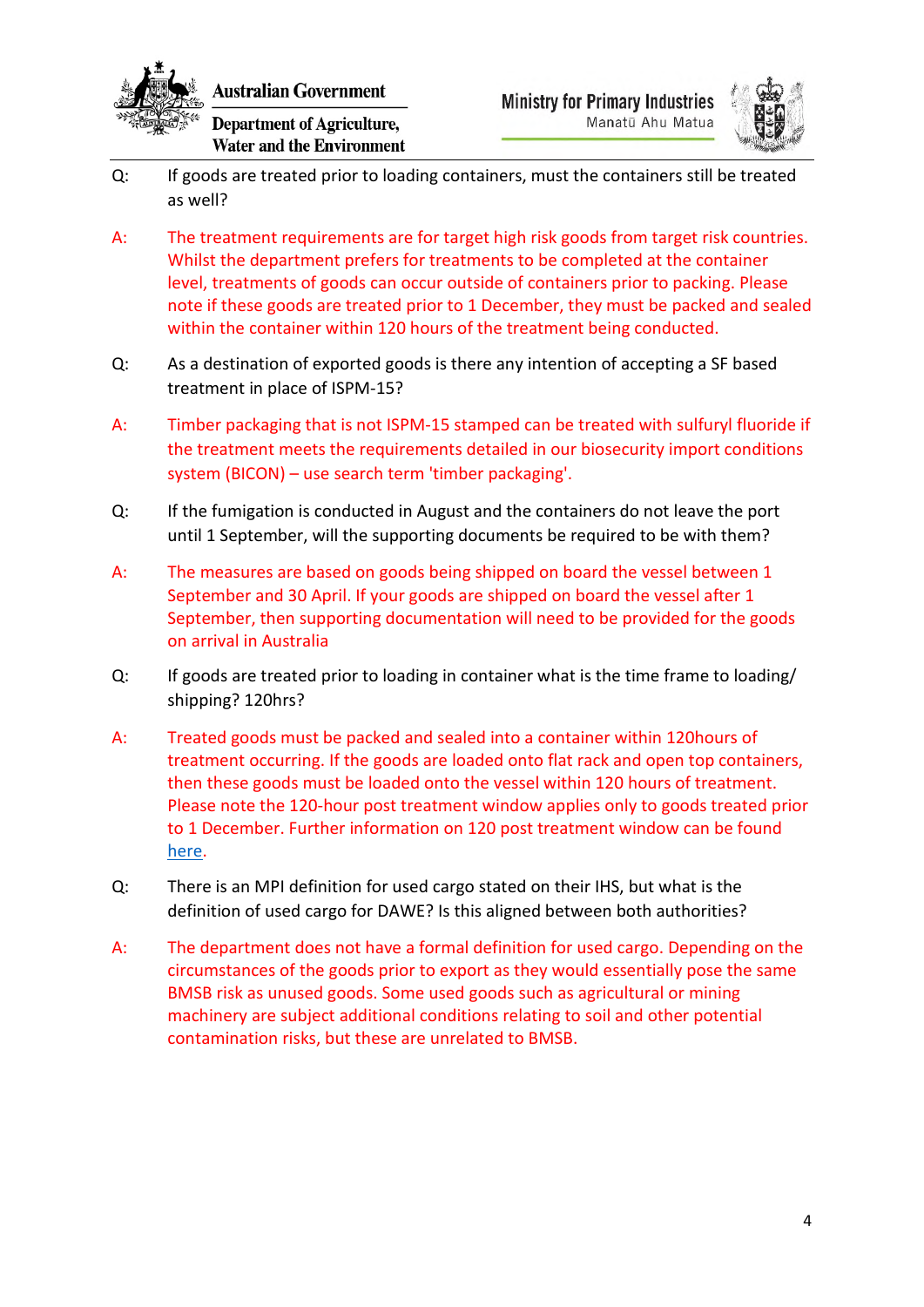Q: If goods are treated prior to loading containers, must the containers still be treated as well?

A: The treatment requirements are for target high risk goods from target risk countries. Whilst the department prefers for treatments to be completed at the container level, treatments of goods can occur outside of containers prior to packing. Please note if these goods are treated prior to 1 December, they must be packed and sealed within the container within 120 hours of the treatment being conducted.

Q: As a destination of exported goods is there any intention of accepting a SF based treatment in place of ISPM-15?

A: Timber packaging that is not ISPM-15 stamped can be treated with sulfuryl fluoride if the treatment meets the requirements detailed in our biosecurity import conditions system (BICON) – use search term 'timber packaging'.

Q: If the fumigation is conducted in August and the containers do not leave the port until 1 September, will the supporting documents be required to be with them?

A: The measures are based on goods being shipped on board the vessel between 1 September and 30 April. If your goods are shipped on board the vessel after 1 September, then supporting documentation will need to be provided for the goods on arrival in Australia

Q: If goods are treated prior to loading in container what is the time frame to loading/ shipping? 120hrs?

A: Treated goods must be packed and sealed into a container within 120hours of treatment occurring. If the goods are loaded onto flat rack and open top containers, then these goods must be loaded onto the vessel within 120 hours of treatment. Please note the 120-hour post treatment window applies only to goods treated prior to 1 December. Further information on 120 post treatment window can be found here.

Q: There is an MPI definition for used cargo stated on their IHS, but what is the definition of used cargo for DAWE? Is this aligned between both authorities?

A: The department does not have a formal definition for used cargo. Depending on the circumstances of the goods prior to export as they would essentially pose the same BMSB risk as unused goods. Some used goods such as agricultural or mining machinery are subject additional conditions relating to soil and other potential contamination risks, but these are unrelated to BMSB.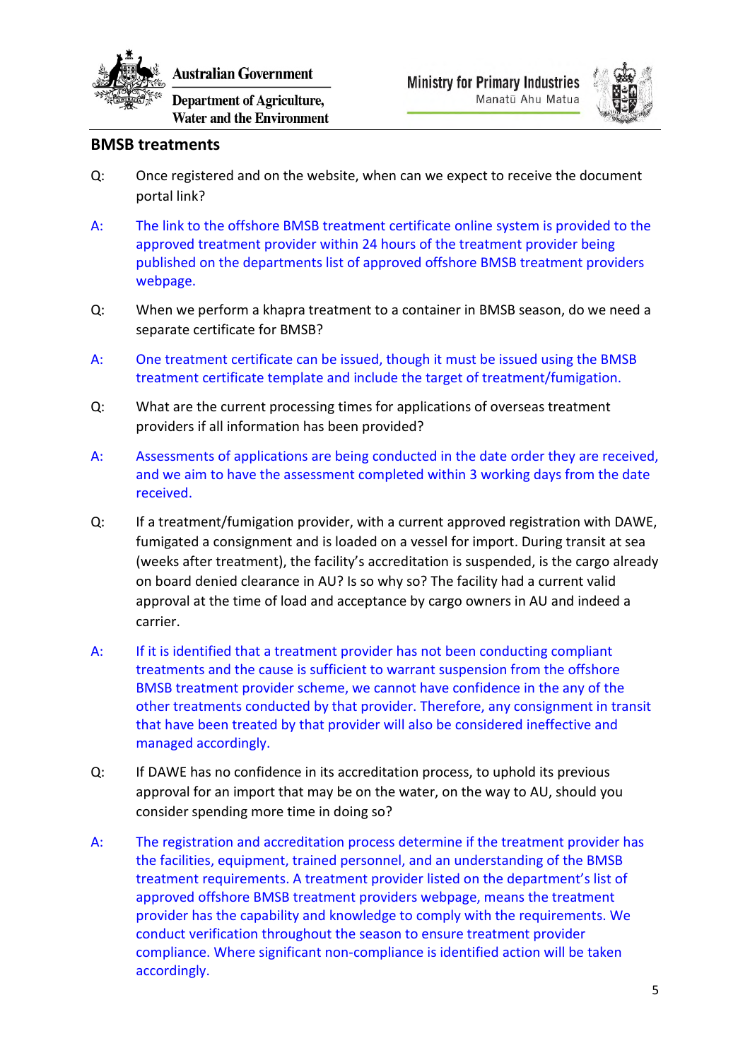## BMSB treatments

Q: Once registered and on the website, when can we expect to receive the document portal link?

A: The link to the offshore BMSB treatment certificate online system is provided to the approved treatment provider within 24 hours of the treatment provider being published on the departments list of approved offshore BMSB treatment providers webpage.

Q: When we perform a khapra treatment to a container in BMSB season, do we need a separate certificate for BMSB?

A: One treatment certificate can be issued, though it must be issued using the BMSB treatment certificate template and include the target of treatment/fumigation.

Q: What are the current processing times for applications of overseas treatment providers if all information has been provided?

A: Assessments of applications are being conducted in the date order they are received, and we aim to have the assessment completed within 3 working days from the date received.

Q: If a treatment/fumigation provider, with a current approved registration with DAWE, fumigated a consignment and is loaded on a vessel for import. During transit at sea (weeks after treatment), the facility's accreditation is suspended, is the cargo already on board denied clearance in AU? Is so why so? The facility had a current valid approval at the time of load and acceptance by cargo owners in AU and indeed a carrier.

A: If it is identified that a treatment provider has not been conducting compliant treatments and the cause is sufficient to warrant suspension from the offshore BMSB treatment provider scheme, we cannot have confidence in the any of the other treatments conducted by that provider. Therefore, any consignment in transit that have been treated by that provider will also be considered ineffective and managed accordingly.

Q: If DAWE has no confidence in its accreditation process, to uphold its previous approval for an import that may be on the water, on the way to AU, should you consider spending more time in doing so?

A: The registration and accreditation process determine if the treatment provider has the facilities, equipment, trained personnel, and an understanding of the BMSB treatment requirements. A treatment provider listed on the department's list of approved offshore BMSB treatment providers webpage, means the treatment provider has the capability and knowledge to comply with the requirements. We conduct verification throughout the season to ensure treatment provider compliance. Where significant non-compliance is identified action will be taken accordingly.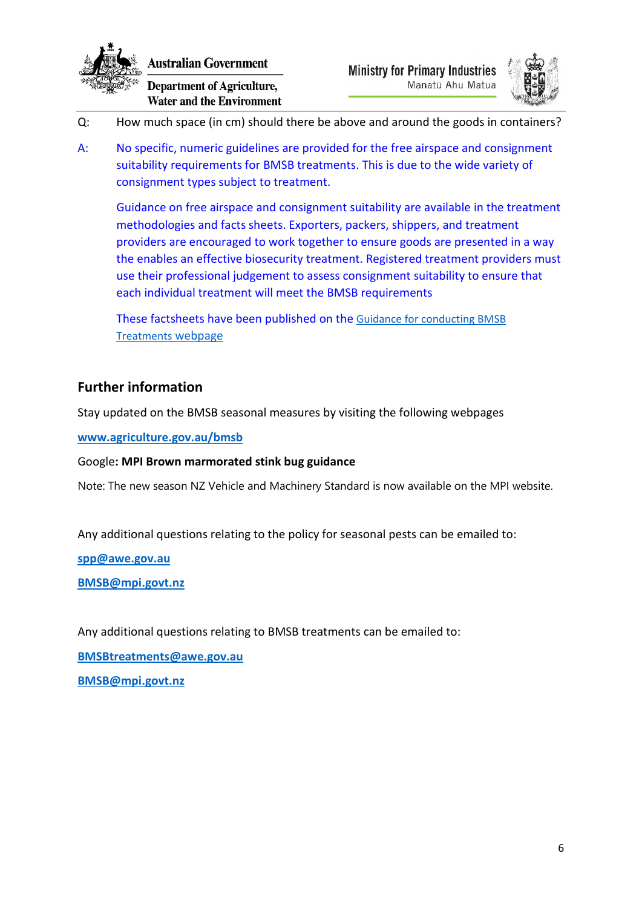Q: How much space (in cm) should there be above and around the goods in containers?

A: No specific, numeric guidelines are provided for the free airspace and consignment suitability requirements for BMSB treatments. This is due to the wide variety of consignment types subject to treatment.

Guidance on free airspace and consignment suitability are available in the treatment methodologies and facts sheets. Exporters, packers, shippers, and treatment providers are encouraged to work together to ensure goods are presented in a way the enables an effective biosecurity treatment. Registered treatment providers must use their professional judgement to assess consignment suitability to ensure that each individual treatment will meet the BMSB requirements

These factsheets have been published on the Guidance for conducting BMSB Treatments webpage

## Further information

Stay updated on the BMSB seasonal measures by visiting the following webpages

**www.agriculture.gov.au/bmsb**

Google**: MPI Brown marmorated stink bug guidance**

Note: The new season NZ Vehicle and Machinery Standard is now available on the MPI website.

Any additional questions relating to the policy for seasonal pests can be emailed to:

**spp@awe.gov.au**

**BMSB@mpi.govt.nz**

Any additional questions relating to BMSB treatments can be emailed to:

**BMSBtreatments@awe.gov.au**

**BMSB@mpi.govt.nz**